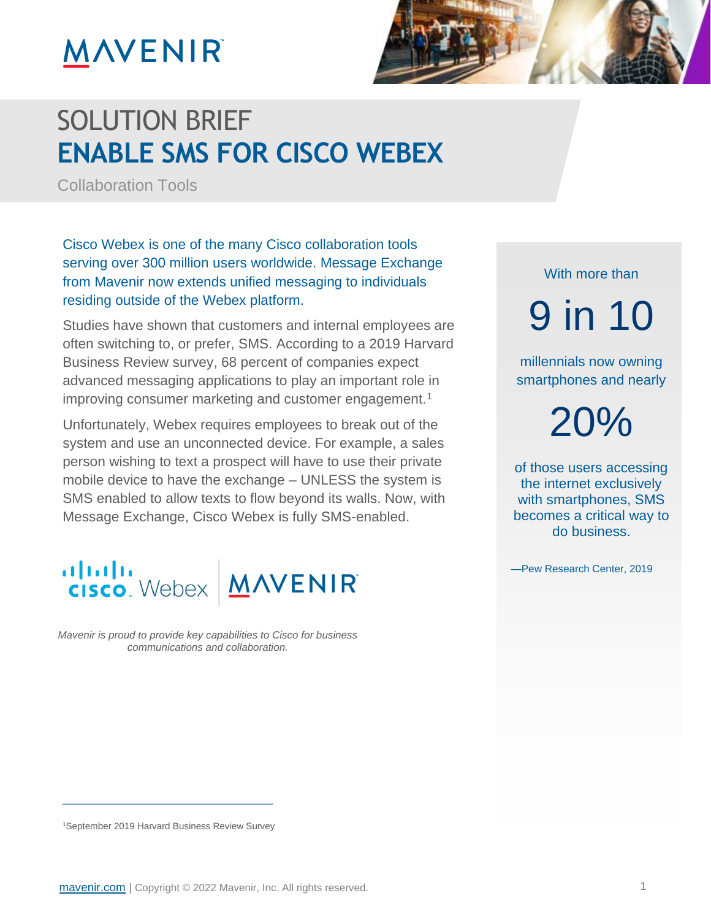# SOLUTION BRIEF

# ENABLE SMS FOR CISCO WEBEX

Collaboration Tools

Cisco Webex is one of the many Cisco collaboration tools serving over 300 million users worldwide. Message Exchange from Mavenir now extends unified messaging to individuals residing outside of the Webex platform.

Studies have shown that customers and internal employees are often switching to, or prefer, SMS. According to a 2019 Harvard Business Review survey, 68 percent of companies expect advanced messaging applications to play an important role in improving consumer marketing and customer engagement.[1]

Unfortunately, Webex requires employees to break out of the system and use an unconnected device. For example, a sales person wishing to text a prospect will have to use their private mobile device to have the exchange – UNLESS the system is SMS enabled to allow texts to flow beyond its walls. Now, with Message Exchange, Cisco Webex is fully SMS-enabled.

*Mavenir is proud to provide key capabilities to Cisco for business communications and collaboration.*

With more than

**9 in 10**

millennials now owning smartphones and nearly

**20%**

of those users accessing the internet exclusively with smartphones, SMS becomes a critical way to do business.

—Pew Research Center, 2019

[1]September 2019 Harvard Business Review Survey

mavenir.com | Copyright © 2022 Mavenir, Inc. All rights reserved.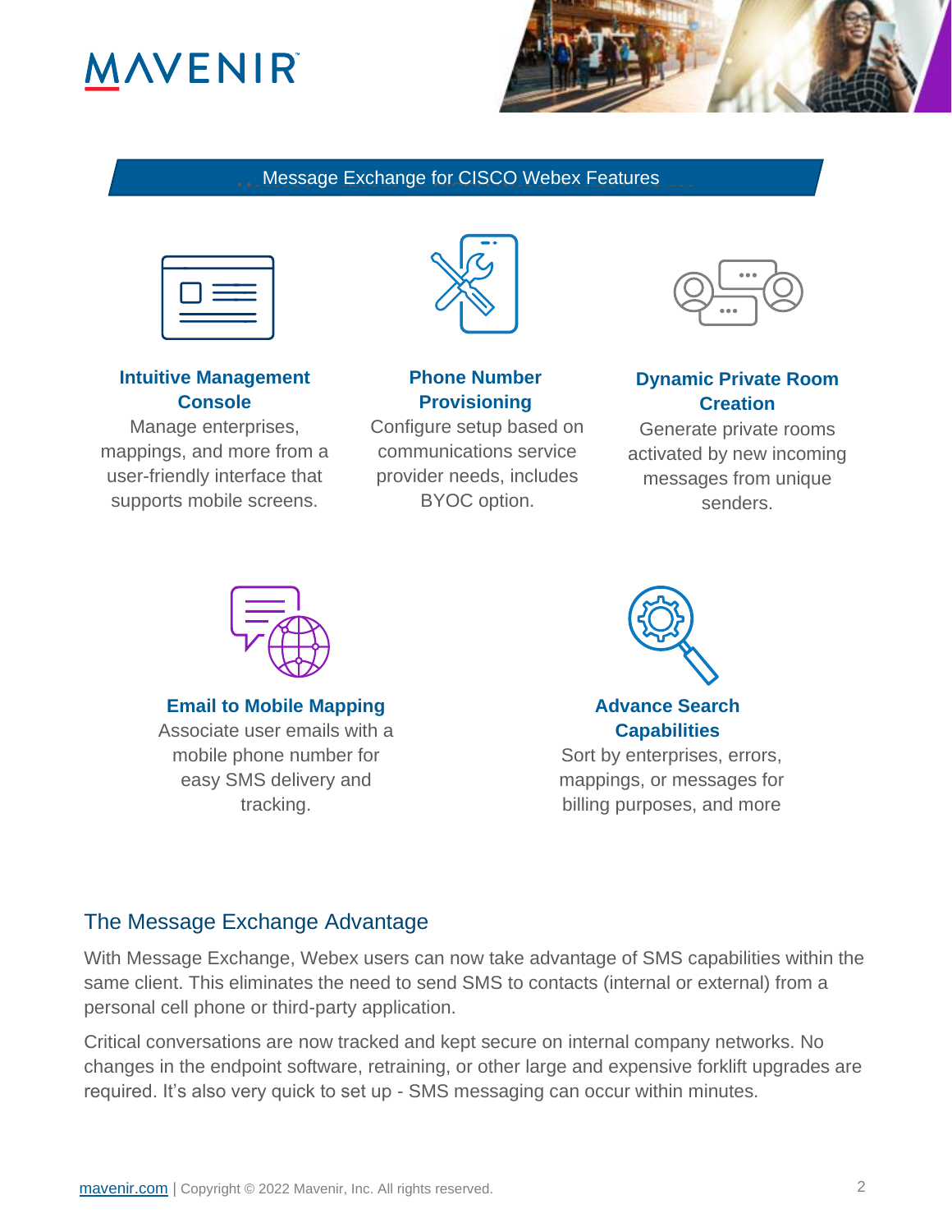## Message Exchange for CISCO Webex Features

### Intuitive Management Console

Manage enterprises, mappings, and more from a user-friendly interface that supports mobile screens.

### Phone Number Provisioning

Configure setup based on communications service provider needs, includes BYOC option.

### Dynamic Private Room Creation

Generate private rooms activated by new incoming messages from unique senders.

### Email to Mobile Mapping

Associate user emails with a mobile phone number for easy SMS delivery and tracking.

### Advance Search Capabilities

Sort by enterprises, errors, mappings, or messages for billing purposes, and more

## The Message Exchange Advantage

With Message Exchange, Webex users can now take advantage of SMS capabilities within the same client. This eliminates the need to send SMS to contacts (internal or external) from a personal cell phone or third-party application.

Critical conversations are now tracked and kept secure on internal company networks. No changes in the endpoint software, retraining, or other large and expensive forklift upgrades are required. It's also very quick to set up - SMS messaging can occur within minutes.

mavenir.com | Copyright © 2022 Mavenir, Inc. All rights reserved.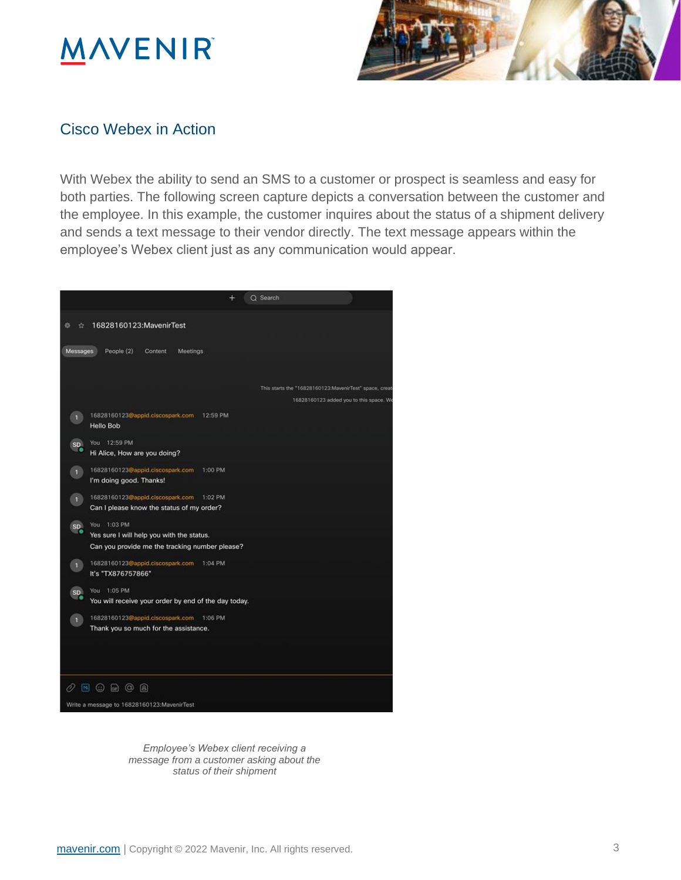## Cisco Webex in Action

With Webex the ability to send an SMS to a customer or prospect is seamless and easy for both parties. The following screen capture depicts a conversation between the customer and the employee. In this example, the customer inquires about the status of a shipment delivery and sends a text message to their vendor directly. The text message appears within the employee's Webex client just as any communication would appear.

*Employee's Webex client receiving a message from a customer asking about the status of their shipment*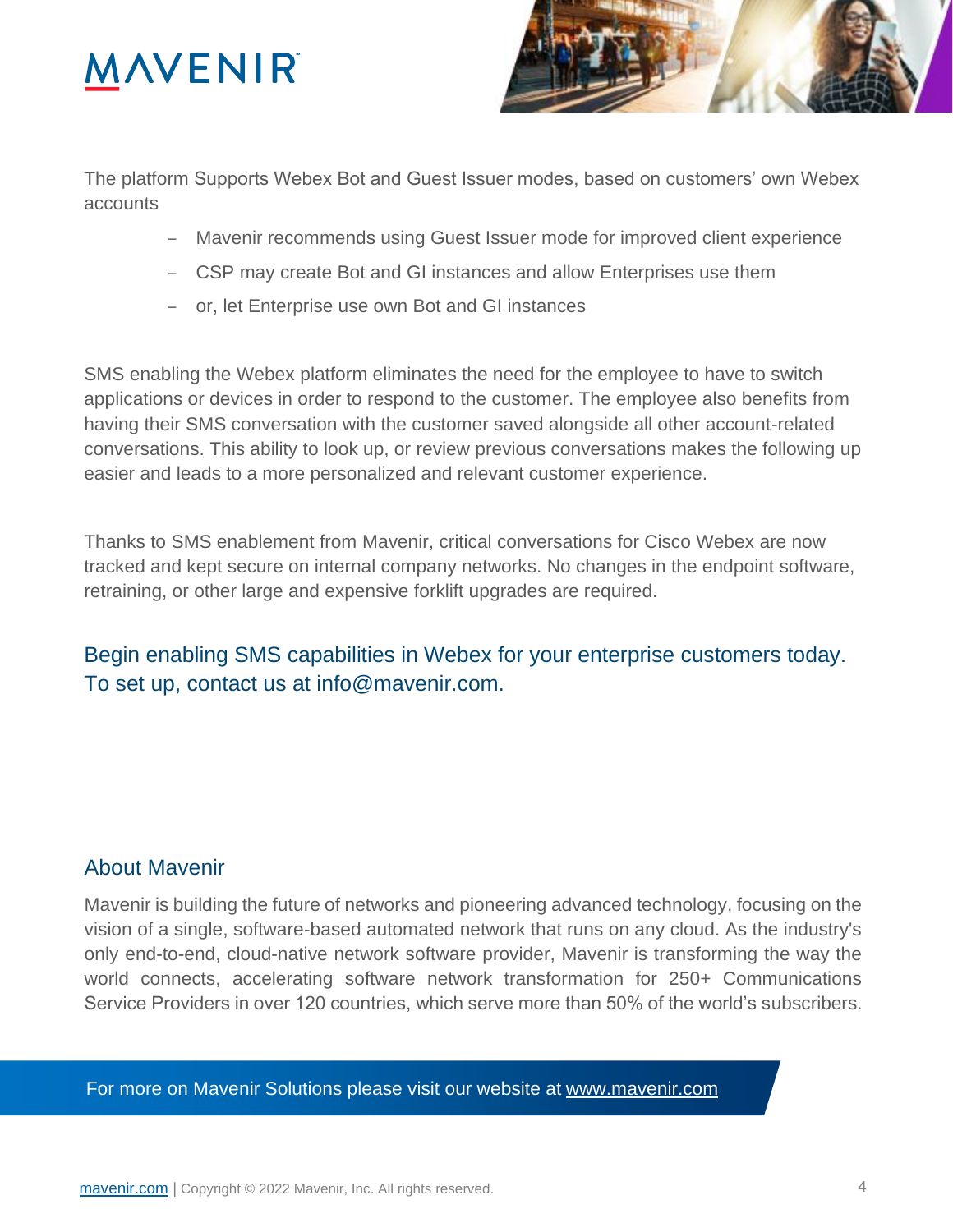The platform Supports Webex Bot and Guest Issuer modes, based on customers' own Webex accounts

- Mavenir recommends using Guest Issuer mode for improved client experience
- CSP may create Bot and GI instances and allow Enterprises use them
- or, let Enterprise use own Bot and GI instances

SMS enabling the Webex platform eliminates the need for the employee to have to switch applications or devices in order to respond to the customer. The employee also benefits from having their SMS conversation with the customer saved alongside all other account-related conversations. This ability to look up, or review previous conversations makes the following up easier and leads to a more personalized and relevant customer experience.

Thanks to SMS enablement from Mavenir, critical conversations for Cisco Webex are now tracked and kept secure on internal company networks. No changes in the endpoint software, retraining, or other large and expensive forklift upgrades are required.

Begin enabling SMS capabilities in Webex for your enterprise customers today. To set up, contact us at info@mavenir.com.

## About Mavenir

Mavenir is building the future of networks and pioneering advanced technology, focusing on the vision of a single, software-based automated network that runs on any cloud. As the industry's only end-to-end, cloud-native network software provider, Mavenir is transforming the way the world connects, accelerating software network transformation for 250+ Communications Service Providers in over 120 countries, which serve more than 50% of the world's subscribers.

For more on Mavenir Solutions please visit our website at www.mavenir.com

mavenir.com | Copyright © 2022 Mavenir, Inc. All rights reserved.